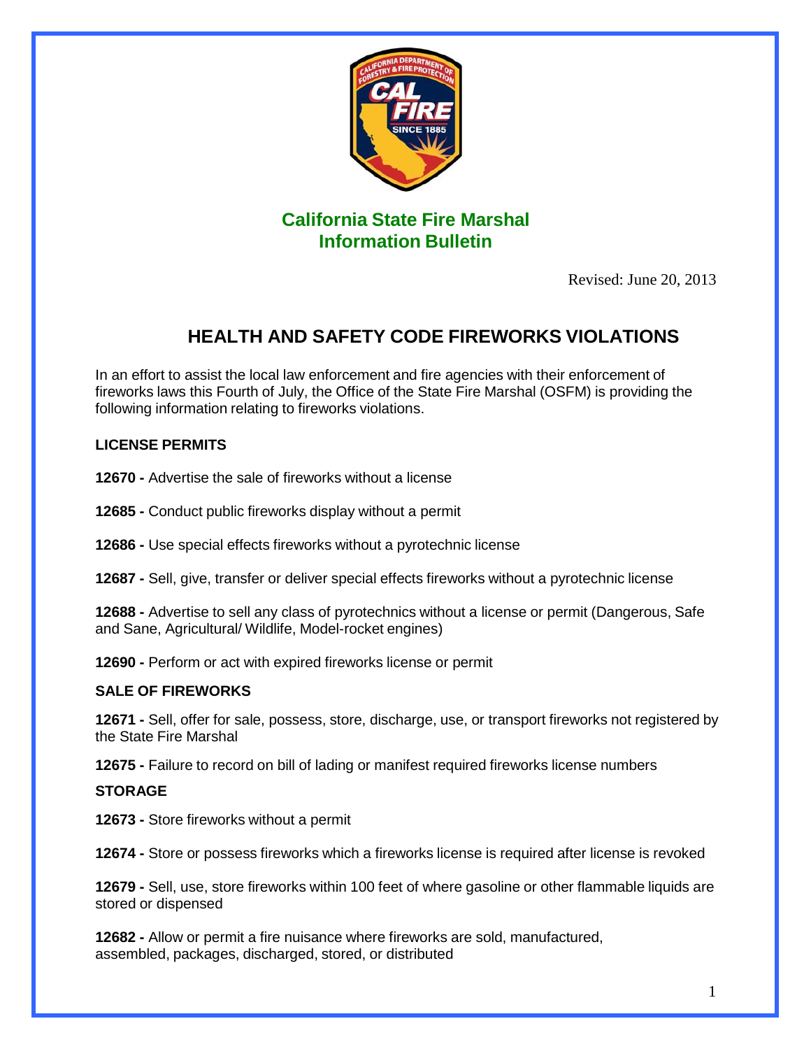**California State Fire Marshal**
**Information Bulletin**

Revised: June 20, 2013

# HEALTH AND SAFETY CODE FIREWORKS VIOLATIONS

In an effort to assist the local law enforcement and fire agencies with their enforcement of fireworks laws this Fourth of July, the Office of the State Fire Marshal (OSFM) is providing the following information relating to fireworks violations.

## LICENSE PERMITS

**12670 -** Advertise the sale of fireworks without a license

**12685 -** Conduct public fireworks display without a permit

**12686 -** Use special effects fireworks without a pyrotechnic license

**12687 -** Sell, give, transfer or deliver special effects fireworks without a pyrotechnic license

**12688 -** Advertise to sell any class of pyrotechnics without a license or permit (Dangerous, Safe and Sane, Agricultural/ Wildlife, Model-rocket engines)

**12690 -** Perform or act with expired fireworks license or permit

## SALE OF FIREWORKS

**12671 -** Sell, offer for sale, possess, store, discharge, use, or transport fireworks not registered by the State Fire Marshal

**12675 -** Failure to record on bill of lading or manifest required fireworks license numbers

## STORAGE

**12673 -** Store fireworks without a permit

**12674 -** Store or possess fireworks which a fireworks license is required after license is revoked

**12679 -** Sell, use, store fireworks within 100 feet of where gasoline or other flammable liquids are stored or dispensed

**12682 -** Allow or permit a fire nuisance where fireworks are sold, manufactured, assembled, packages, discharged, stored, or distributed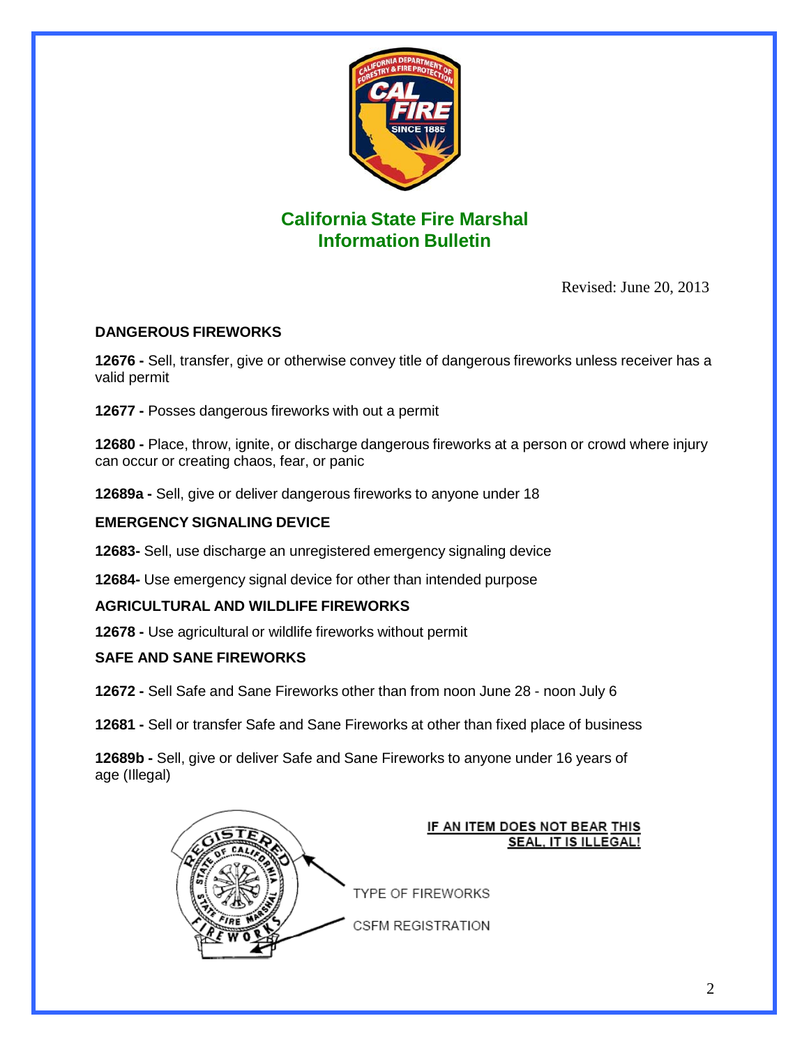## California State Fire Marshal
## Information Bulletin

Revised: June 20, 2013

### DANGEROUS FIREWORKS

**12676 -** Sell, transfer, give or otherwise convey title of dangerous fireworks unless receiver has a valid permit

**12677 -** Posses dangerous fireworks with out a permit

**12680 -** Place, throw, ignite, or discharge dangerous fireworks at a person or crowd where injury can occur or creating chaos, fear, or panic

**12689a -** Sell, give or deliver dangerous fireworks to anyone under 18

### EMERGENCY SIGNALING DEVICE

**12683-** Sell, use discharge an unregistered emergency signaling device

**12684-** Use emergency signal device for other than intended purpose

### AGRICULTURAL AND WILDLIFE FIREWORKS

**12678 -** Use agricultural or wildlife fireworks without permit

### SAFE AND SANE FIREWORKS

**12672 -** Sell Safe and Sane Fireworks other than from noon June 28 - noon July 6

**12681 -** Sell or transfer Safe and Sane Fireworks at other than fixed place of business

**12689b -** Sell, give or deliver Safe and Sane Fireworks to anyone under 16 years of age (Illegal)

**IF AN ITEM DOES NOT BEAR THIS SEAL, IT IS ILLEGAL!**

REGISTERED STATE OF CALIFORNIA STATE FIRE MARSHAL FIREWORKS

TYPE OF FIREWORKS

CSFM REGISTRATION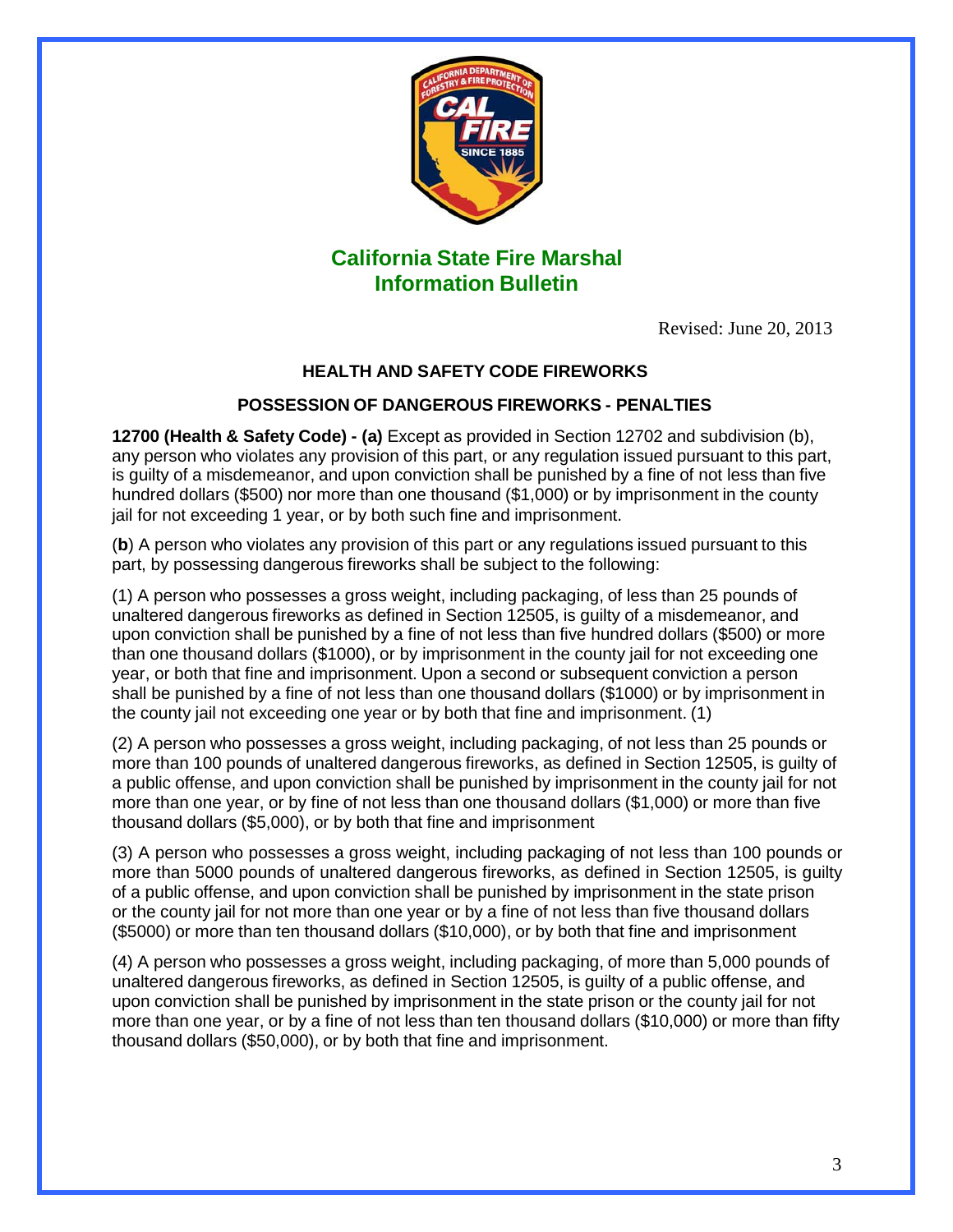## California State Fire Marshal Information Bulletin

Revised: June 20, 2013

### HEALTH AND SAFETY CODE FIREWORKS

### POSSESSION OF DANGEROUS FIREWORKS - PENALTIES

**12700 (Health & Safety Code) - (a)** Except as provided in Section 12702 and subdivision (b), any person who violates any provision of this part, or any regulation issued pursuant to this part, is guilty of a misdemeanor, and upon conviction shall be punished by a fine of not less than five hundred dollars ($500) nor more than one thousand ($1,000) or by imprisonment in the county jail for not exceeding 1 year, or by both such fine and imprisonment.

(**b**) A person who violates any provision of this part or any regulations issued pursuant to this part, by possessing dangerous fireworks shall be subject to the following:

(1) A person who possesses a gross weight, including packaging, of less than 25 pounds of unaltered dangerous fireworks as defined in Section 12505, is guilty of a misdemeanor, and upon conviction shall be punished by a fine of not less than five hundred dollars ($500) or more than one thousand dollars ($1000), or by imprisonment in the county jail for not exceeding one year, or both that fine and imprisonment. Upon a second or subsequent conviction a person shall be punished by a fine of not less than one thousand dollars ($1000) or by imprisonment in the county jail not exceeding one year or by both that fine and imprisonment. (1)

(2) A person who possesses a gross weight, including packaging, of not less than 25 pounds or more than 100 pounds of unaltered dangerous fireworks, as defined in Section 12505, is guilty of a public offense, and upon conviction shall be punished by imprisonment in the county jail for not more than one year, or by fine of not less than one thousand dollars ($1,000) or more than five thousand dollars ($5,000), or by both that fine and imprisonment

(3) A person who possesses a gross weight, including packaging of not less than 100 pounds or more than 5000 pounds of unaltered dangerous fireworks, as defined in Section 12505, is guilty of a public offense, and upon conviction shall be punished by imprisonment in the state prison or the county jail for not more than one year or by a fine of not less than five thousand dollars ($5000) or more than ten thousand dollars ($10,000), or by both that fine and imprisonment

(4) A person who possesses a gross weight, including packaging, of more than 5,000 pounds of unaltered dangerous fireworks, as defined in Section 12505, is guilty of a public offense, and upon conviction shall be punished by imprisonment in the state prison or the county jail for not more than one year, or by a fine of not less than ten thousand dollars ($10,000) or more than fifty thousand dollars ($50,000), or by both that fine and imprisonment.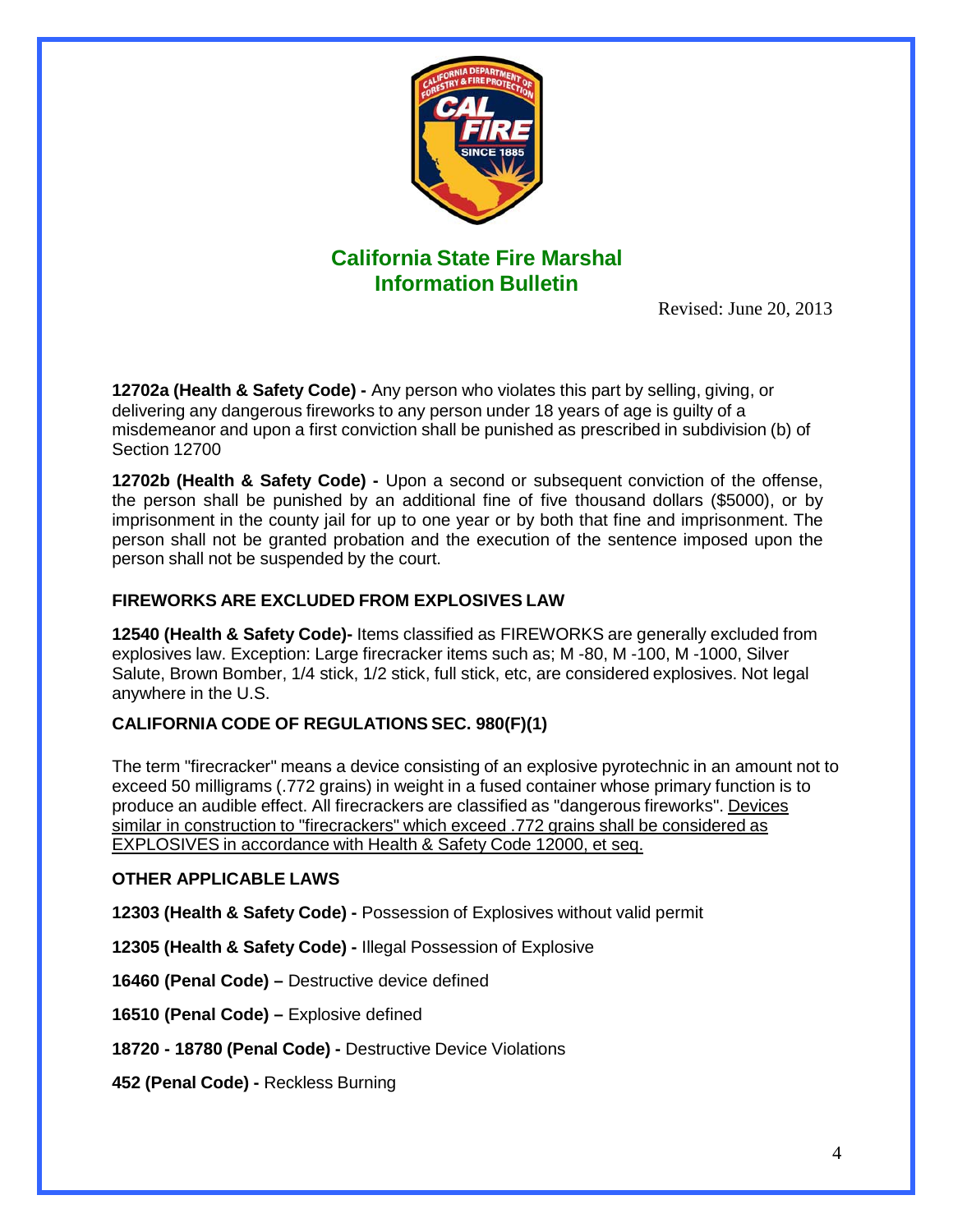## California State Fire Marshal Information Bulletin

Revised: June 20, 2013

**12702a (Health & Safety Code) -** Any person who violates this part by selling, giving, or delivering any dangerous fireworks to any person under 18 years of age is guilty of a misdemeanor and upon a first conviction shall be punished as prescribed in subdivision (b) of Section 12700

**12702b (Health & Safety Code) -** Upon a second or subsequent conviction of the offense, the person shall be punished by an additional fine of five thousand dollars ($5000), or by imprisonment in the county jail for up to one year or by both that fine and imprisonment. The person shall not be granted probation and the execution of the sentence imposed upon the person shall not be suspended by the court.

### FIREWORKS ARE EXCLUDED FROM EXPLOSIVES LAW

**12540 (Health & Safety Code)-** Items classified as FIREWORKS are generally excluded from explosives law. Exception: Large firecracker items such as; M -80, M -100, M -1000, Silver Salute, Brown Bomber, 1/4 stick, 1/2 stick, full stick, etc, are considered explosives. Not legal anywhere in the U.S.

### CALIFORNIA CODE OF REGULATIONS SEC. 980(F)(1)

The term "firecracker" means a device consisting of an explosive pyrotechnic in an amount not to exceed 50 milligrams (.772 grains) in weight in a fused container whose primary function is to produce an audible effect. All firecrackers are classified as "dangerous fireworks". <u>Devices similar in construction to "firecrackers" which exceed .772 grains shall be considered as EXPLOSIVES in accordance with Health & Safety Code 12000, et seq.</u>

### OTHER APPLICABLE LAWS

**12303 (Health & Safety Code) -** Possession of Explosives without valid permit

**12305 (Health & Safety Code) -** Illegal Possession of Explosive

**16460 (Penal Code) –** Destructive device defined

**16510 (Penal Code) –** Explosive defined

**18720 - 18780 (Penal Code) -** Destructive Device Violations

**452 (Penal Code) -** Reckless Burning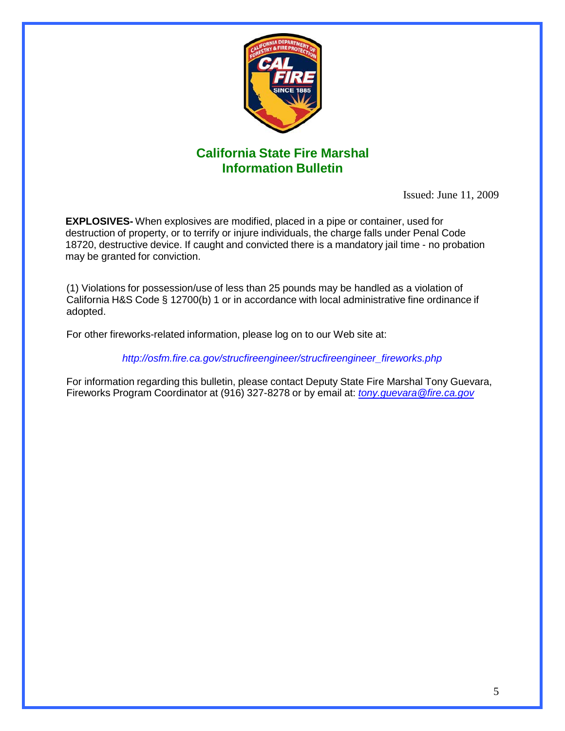## California State Fire Marshal Information Bulletin

Issued: June 11, 2009

**EXPLOSIVES-** When explosives are modified, placed in a pipe or container, used for destruction of property, or to terrify or injure individuals, the charge falls under Penal Code 18720, destructive device. If caught and convicted there is a mandatory jail time - no probation may be granted for conviction.

(1) Violations for possession/use of less than 25 pounds may be handled as a violation of California H&S Code § 12700(b) 1 or in accordance with local administrative fine ordinance if adopted.

For other fireworks-related information, please log on to our Web site at:

*http://osfm.fire.ca.gov/strucfireengineer/strucfireengineer_fireworks.php*

For information regarding this bulletin, please contact Deputy State Fire Marshal Tony Guevara, Fireworks Program Coordinator at (916) 327-8278 or by email at: *tony.guevara@fire.ca.gov*